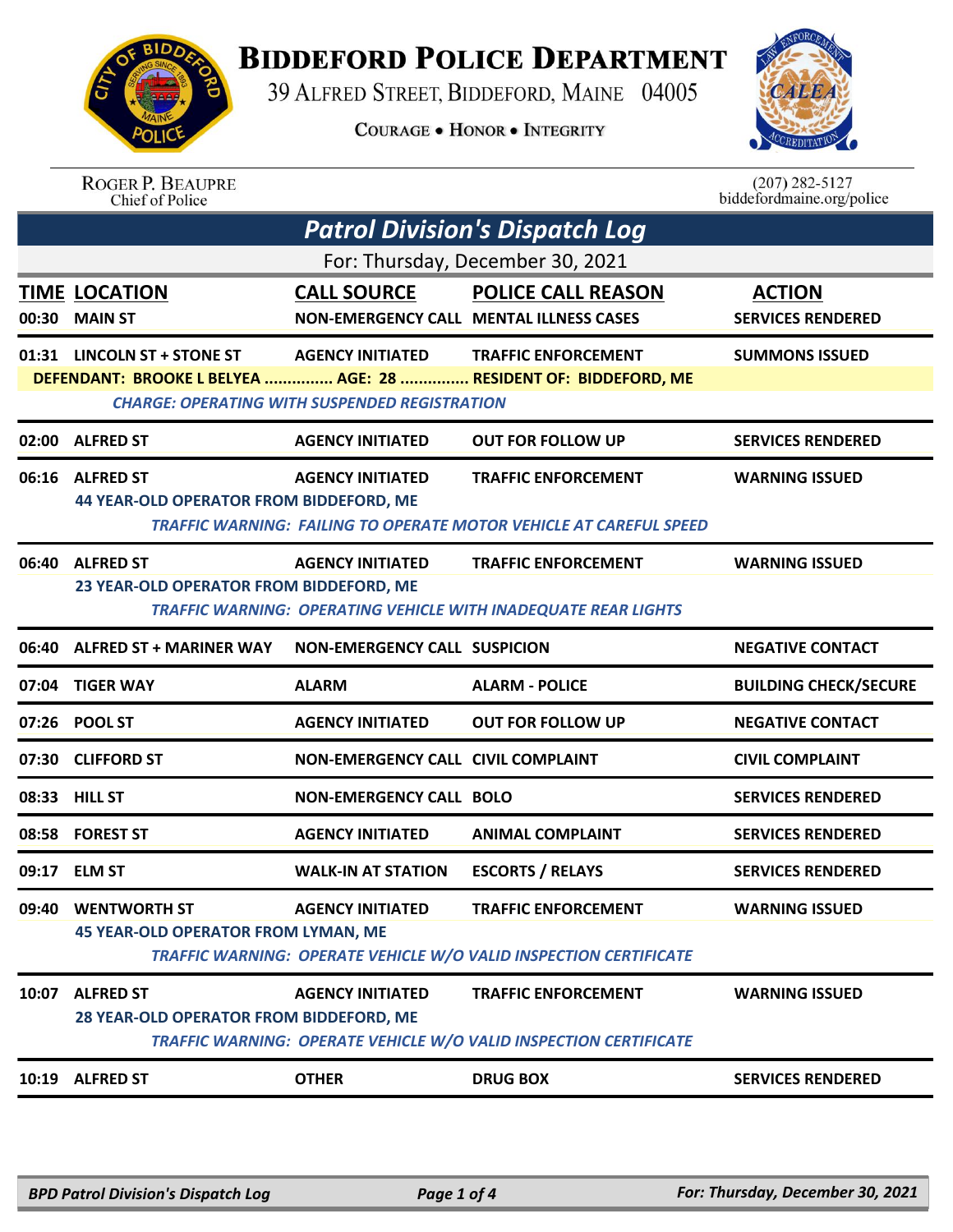# BIDDEFORD POLICE DEPARTMENT

39 ALFRED STREET, BIDDEFORD, MAINE 04005

COURAGE • HONOR • INTEGRITY

ROGER P. BEAUPRE
Chief of Police

(207) 282-5127
biddefordmaine.org/police

## Patrol Division's Dispatch Log

For: Thursday, December 30, 2021

| TIME | LOCATION | CALL SOURCE | POLICE CALL REASON | ACTION |
|---|---|---|---|---|
| 00:30 | MAIN ST | NON-EMERGENCY CALL | MENTAL ILLNESS CASES | SERVICES RENDERED |
| 01:31 | LINCOLN ST + STONE ST | AGENCY INITIATED | TRAFFIC ENFORCEMENT | SUMMONS ISSUED |
| | DEFENDANT: BROOKE L BELYEA ............... AGE: 28 ............... RESIDENT OF: BIDDEFORD, ME | | | |
| | *CHARGE: OPERATING WITH SUSPENDED REGISTRATION* | | | |
| 02:00 | ALFRED ST | AGENCY INITIATED | OUT FOR FOLLOW UP | SERVICES RENDERED |
| 06:16 | ALFRED ST | AGENCY INITIATED | TRAFFIC ENFORCEMENT | WARNING ISSUED |
| | 44 YEAR-OLD OPERATOR FROM BIDDEFORD, ME | | | |
| | *TRAFFIC WARNING: FAILING TO OPERATE MOTOR VEHICLE AT CAREFUL SPEED* | | | |
| 06:40 | ALFRED ST | AGENCY INITIATED | TRAFFIC ENFORCEMENT | WARNING ISSUED |
| | 23 YEAR-OLD OPERATOR FROM BIDDEFORD, ME | | | |
| | *TRAFFIC WARNING: OPERATING VEHICLE WITH INADEQUATE REAR LIGHTS* | | | |
| 06:40 | ALFRED ST + MARINER WAY | NON-EMERGENCY CALL | SUSPICION | NEGATIVE CONTACT |
| 07:04 | TIGER WAY | ALARM | ALARM - POLICE | BUILDING CHECK/SECURE |
| 07:26 | POOL ST | AGENCY INITIATED | OUT FOR FOLLOW UP | NEGATIVE CONTACT |
| 07:30 | CLIFFORD ST | NON-EMERGENCY CALL | CIVIL COMPLAINT | CIVIL COMPLAINT |
| 08:33 | HILL ST | NON-EMERGENCY CALL | BOLO | SERVICES RENDERED |
| 08:58 | FOREST ST | AGENCY INITIATED | ANIMAL COMPLAINT | SERVICES RENDERED |
| 09:17 | ELM ST | WALK-IN AT STATION | ESCORTS / RELAYS | SERVICES RENDERED |
| 09:40 | WENTWORTH ST | AGENCY INITIATED | TRAFFIC ENFORCEMENT | WARNING ISSUED |
| | 45 YEAR-OLD OPERATOR FROM LYMAN, ME | | | |
| | *TRAFFIC WARNING: OPERATE VEHICLE W/O VALID INSPECTION CERTIFICATE* | | | |
| 10:07 | ALFRED ST | AGENCY INITIATED | TRAFFIC ENFORCEMENT | WARNING ISSUED |
| | 28 YEAR-OLD OPERATOR FROM BIDDEFORD, ME | | | |
| | *TRAFFIC WARNING: OPERATE VEHICLE W/O VALID INSPECTION CERTIFICATE* | | | |
| 10:19 | ALFRED ST | OTHER | DRUG BOX | SERVICES RENDERED |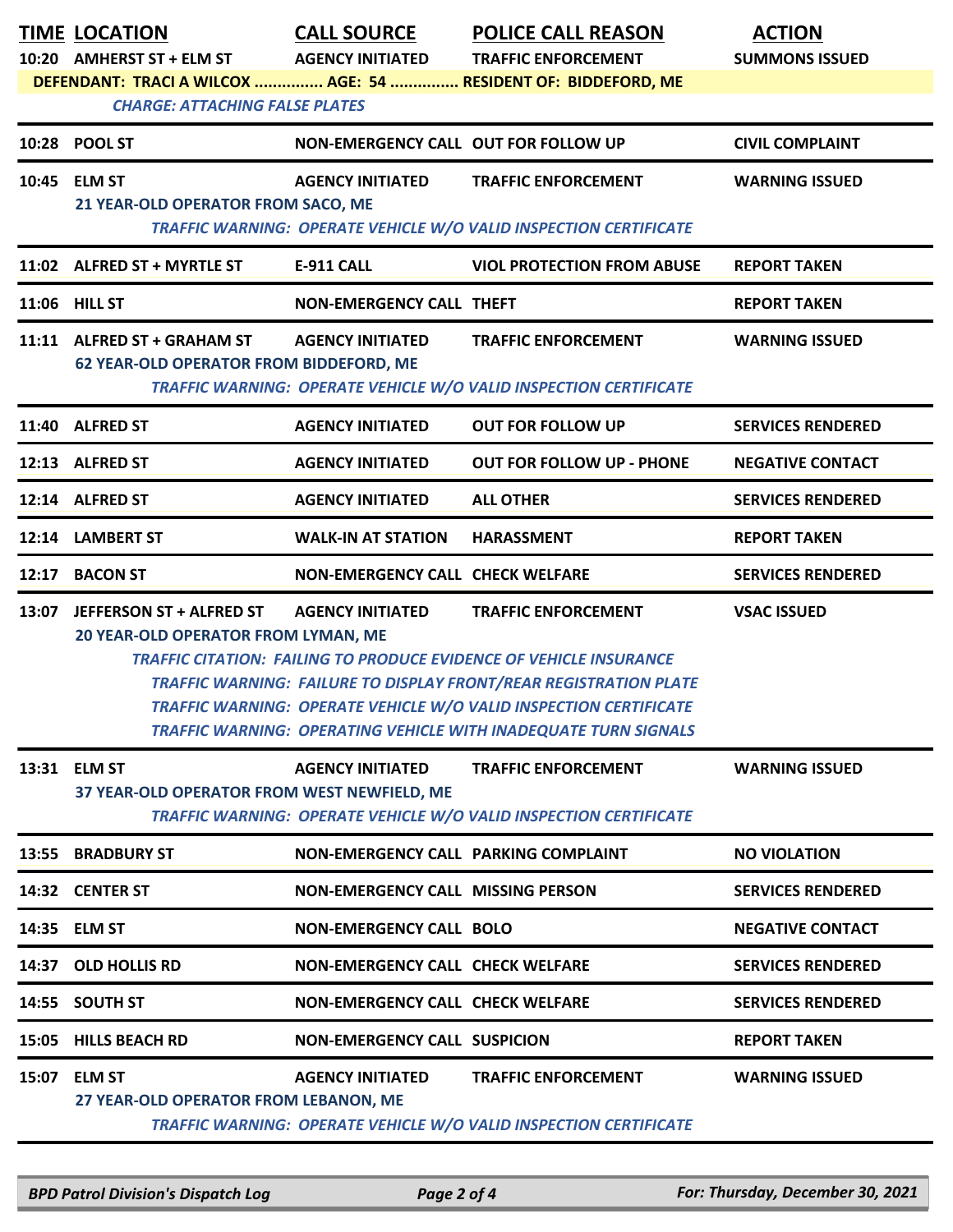| TIME | LOCATION | CALL SOURCE | POLICE CALL REASON | ACTION |
|---|---|---|---|---|
| 10:20 | AMHERST ST + ELM ST | AGENCY INITIATED | TRAFFIC ENFORCEMENT | SUMMONS ISSUED |
| | DEFENDANT: TRACI A WILCOX ............... AGE: 54 ............... RESIDENT OF: BIDDEFORD, ME | | | |
| | *CHARGE: ATTACHING FALSE PLATES* | | | |
| 10:28 | POOL ST | NON-EMERGENCY CALL | OUT FOR FOLLOW UP | CIVIL COMPLAINT |
| 10:45 | ELM ST | AGENCY INITIATED | TRAFFIC ENFORCEMENT | WARNING ISSUED |
| | 21 YEAR-OLD OPERATOR FROM SACO, ME | | | |
| | *TRAFFIC WARNING: OPERATE VEHICLE W/O VALID INSPECTION CERTIFICATE* | | | |
| 11:02 | ALFRED ST + MYRTLE ST | E-911 CALL | VIOL PROTECTION FROM ABUSE | REPORT TAKEN |
| 11:06 | HILL ST | NON-EMERGENCY CALL | THEFT | REPORT TAKEN |
| 11:11 | ALFRED ST + GRAHAM ST | AGENCY INITIATED | TRAFFIC ENFORCEMENT | WARNING ISSUED |
| | 62 YEAR-OLD OPERATOR FROM BIDDEFORD, ME | | | |
| | *TRAFFIC WARNING: OPERATE VEHICLE W/O VALID INSPECTION CERTIFICATE* | | | |
| 11:40 | ALFRED ST | AGENCY INITIATED | OUT FOR FOLLOW UP | SERVICES RENDERED |
| 12:13 | ALFRED ST | AGENCY INITIATED | OUT FOR FOLLOW UP - PHONE | NEGATIVE CONTACT |
| 12:14 | ALFRED ST | AGENCY INITIATED | ALL OTHER | SERVICES RENDERED |
| 12:14 | LAMBERT ST | WALK-IN AT STATION | HARASSMENT | REPORT TAKEN |
| 12:17 | BACON ST | NON-EMERGENCY CALL | CHECK WELFARE | SERVICES RENDERED |
| 13:07 | JEFFERSON ST + ALFRED ST | AGENCY INITIATED | TRAFFIC ENFORCEMENT | VSAC ISSUED |
| | 20 YEAR-OLD OPERATOR FROM LYMAN, ME | | | |
| | *TRAFFIC CITATION: FAILING TO PRODUCE EVIDENCE OF VEHICLE INSURANCE* | | | |
| | *TRAFFIC WARNING: FAILURE TO DISPLAY FRONT/REAR REGISTRATION PLATE* | | | |
| | *TRAFFIC WARNING: OPERATE VEHICLE W/O VALID INSPECTION CERTIFICATE* | | | |
| | *TRAFFIC WARNING: OPERATING VEHICLE WITH INADEQUATE TURN SIGNALS* | | | |
| 13:31 | ELM ST | AGENCY INITIATED | TRAFFIC ENFORCEMENT | WARNING ISSUED |
| | 37 YEAR-OLD OPERATOR FROM WEST NEWFIELD, ME | | | |
| | *TRAFFIC WARNING: OPERATE VEHICLE W/O VALID INSPECTION CERTIFICATE* | | | |
| 13:55 | BRADBURY ST | NON-EMERGENCY CALL | PARKING COMPLAINT | NO VIOLATION |
| 14:32 | CENTER ST | NON-EMERGENCY CALL | MISSING PERSON | SERVICES RENDERED |
| 14:35 | ELM ST | NON-EMERGENCY CALL | BOLO | NEGATIVE CONTACT |
| 14:37 | OLD HOLLIS RD | NON-EMERGENCY CALL | CHECK WELFARE | SERVICES RENDERED |
| 14:55 | SOUTH ST | NON-EMERGENCY CALL | CHECK WELFARE | SERVICES RENDERED |
| 15:05 | HILLS BEACH RD | NON-EMERGENCY CALL | SUSPICION | REPORT TAKEN |
| 15:07 | ELM ST | AGENCY INITIATED | TRAFFIC ENFORCEMENT | WARNING ISSUED |
| | 27 YEAR-OLD OPERATOR FROM LEBANON, ME | | | |
| | *TRAFFIC WARNING: OPERATE VEHICLE W/O VALID INSPECTION CERTIFICATE* | | | |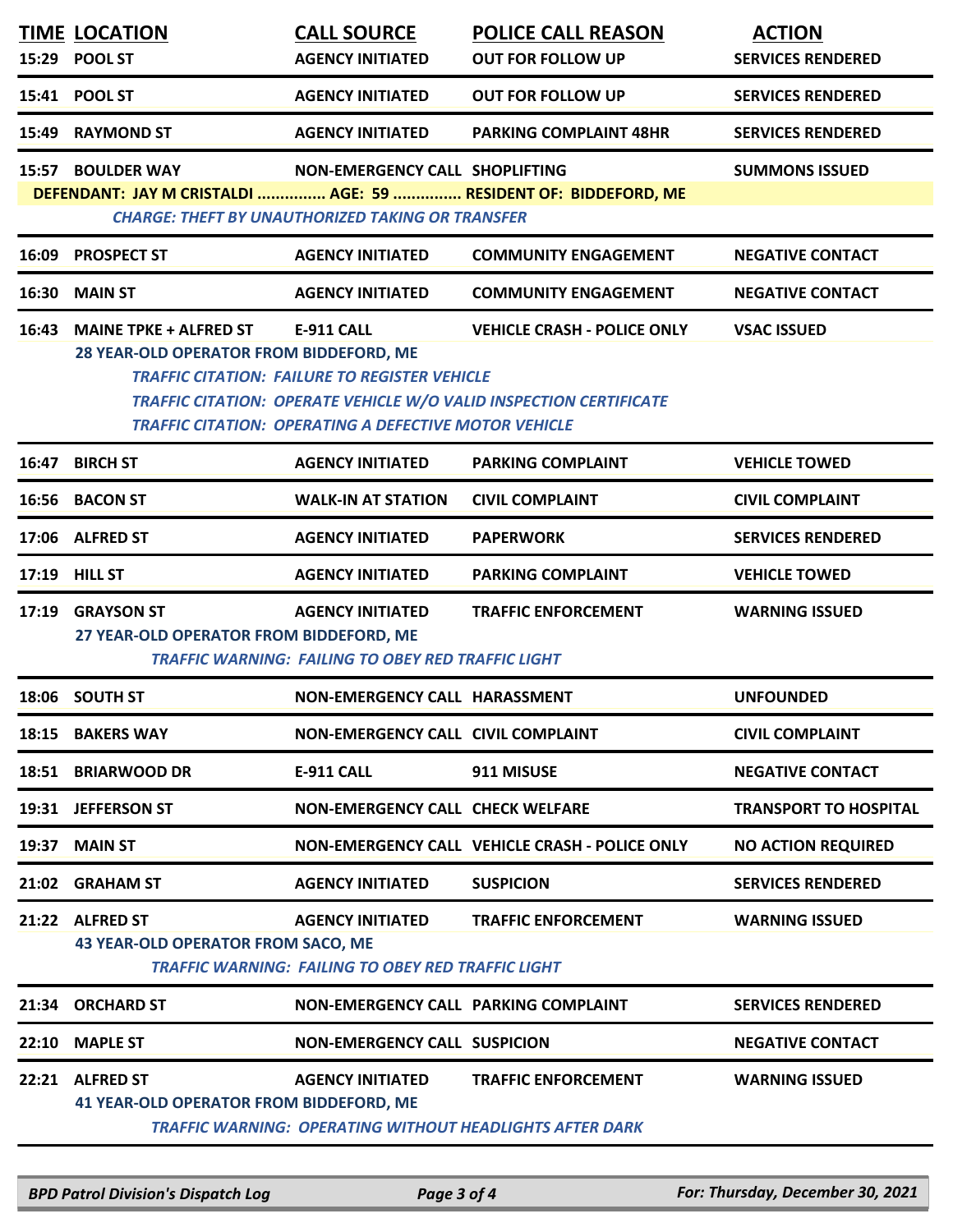| TIME | LOCATION | CALL SOURCE | POLICE CALL REASON | ACTION |
|---|---|---|---|---|
| 15:29 | POOL ST | AGENCY INITIATED | OUT FOR FOLLOW UP | SERVICES RENDERED |
| 15:41 | POOL ST | AGENCY INITIATED | OUT FOR FOLLOW UP | SERVICES RENDERED |
| 15:49 | RAYMOND ST | AGENCY INITIATED | PARKING COMPLAINT 48HR | SERVICES RENDERED |
| 15:57 | BOULDER WAY | NON-EMERGENCY CALL | SHOPLIFTING | SUMMONS ISSUED |
| | DEFENDANT: JAY M CRISTALDI ............... AGE: 59 ............... RESIDENT OF: BIDDEFORD, ME | | | |
| | *CHARGE: THEFT BY UNAUTHORIZED TAKING OR TRANSFER* | | | |
| 16:09 | PROSPECT ST | AGENCY INITIATED | COMMUNITY ENGAGEMENT | NEGATIVE CONTACT |
| 16:30 | MAIN ST | AGENCY INITIATED | COMMUNITY ENGAGEMENT | NEGATIVE CONTACT |
| 16:43 | MAINE TPKE + ALFRED ST | E-911 CALL | VEHICLE CRASH - POLICE ONLY | VSAC ISSUED |
| | 28 YEAR-OLD OPERATOR FROM BIDDEFORD, ME | | | |
| | *TRAFFIC CITATION: FAILURE TO REGISTER VEHICLE* | | | |
| | *TRAFFIC CITATION: OPERATE VEHICLE W/O VALID INSPECTION CERTIFICATE* | | | |
| | *TRAFFIC CITATION: OPERATING A DEFECTIVE MOTOR VEHICLE* | | | |
| 16:47 | BIRCH ST | AGENCY INITIATED | PARKING COMPLAINT | VEHICLE TOWED |
| 16:56 | BACON ST | WALK-IN AT STATION | CIVIL COMPLAINT | CIVIL COMPLAINT |
| 17:06 | ALFRED ST | AGENCY INITIATED | PAPERWORK | SERVICES RENDERED |
| 17:19 | HILL ST | AGENCY INITIATED | PARKING COMPLAINT | VEHICLE TOWED |
| 17:19 | GRAYSON ST | AGENCY INITIATED | TRAFFIC ENFORCEMENT | WARNING ISSUED |
| | 27 YEAR-OLD OPERATOR FROM BIDDEFORD, ME | | | |
| | *TRAFFIC WARNING: FAILING TO OBEY RED TRAFFIC LIGHT* | | | |
| 18:06 | SOUTH ST | NON-EMERGENCY CALL | HARASSMENT | UNFOUNDED |
| 18:15 | BAKERS WAY | NON-EMERGENCY CALL | CIVIL COMPLAINT | CIVIL COMPLAINT |
| 18:51 | BRIARWOOD DR | E-911 CALL | 911 MISUSE | NEGATIVE CONTACT |
| 19:31 | JEFFERSON ST | NON-EMERGENCY CALL | CHECK WELFARE | TRANSPORT TO HOSPITAL |
| 19:37 | MAIN ST | NON-EMERGENCY CALL | VEHICLE CRASH - POLICE ONLY | NO ACTION REQUIRED |
| 21:02 | GRAHAM ST | AGENCY INITIATED | SUSPICION | SERVICES RENDERED |
| 21:22 | ALFRED ST | AGENCY INITIATED | TRAFFIC ENFORCEMENT | WARNING ISSUED |
| | 43 YEAR-OLD OPERATOR FROM SACO, ME | | | |
| | *TRAFFIC WARNING: FAILING TO OBEY RED TRAFFIC LIGHT* | | | |
| 21:34 | ORCHARD ST | NON-EMERGENCY CALL | PARKING COMPLAINT | SERVICES RENDERED |
| 22:10 | MAPLE ST | NON-EMERGENCY CALL | SUSPICION | NEGATIVE CONTACT |
| 22:21 | ALFRED ST | AGENCY INITIATED | TRAFFIC ENFORCEMENT | WARNING ISSUED |
| | 41 YEAR-OLD OPERATOR FROM BIDDEFORD, ME | | | |
| | *TRAFFIC WARNING: OPERATING WITHOUT HEADLIGHTS AFTER DARK* | | | |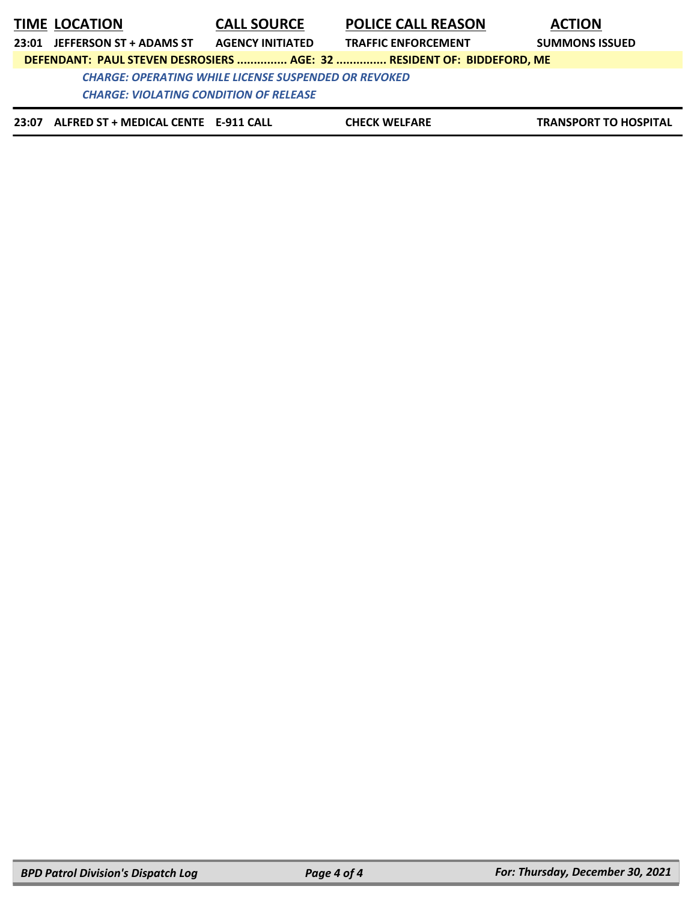| TIME | LOCATION | CALL SOURCE | POLICE CALL REASON | ACTION |
|---|---|---|---|---|
| 23:01 | JEFFERSON ST + ADAMS ST | AGENCY INITIATED | TRAFFIC ENFORCEMENT | SUMMONS ISSUED |

**DEFENDANT: PAUL STEVEN DESROSIERS ............... AGE: 32 ............... RESIDENT OF: BIDDEFORD, ME**

*CHARGE: OPERATING WHILE LICENSE SUSPENDED OR REVOKED*

*CHARGE: VIOLATING CONDITION OF RELEASE*

| TIME | LOCATION | CALL SOURCE | POLICE CALL REASON | ACTION |
|---|---|---|---|---|
| 23:07 | ALFRED ST + MEDICAL CENTE | E-911 CALL | CHECK WELFARE | TRANSPORT TO HOSPITAL |